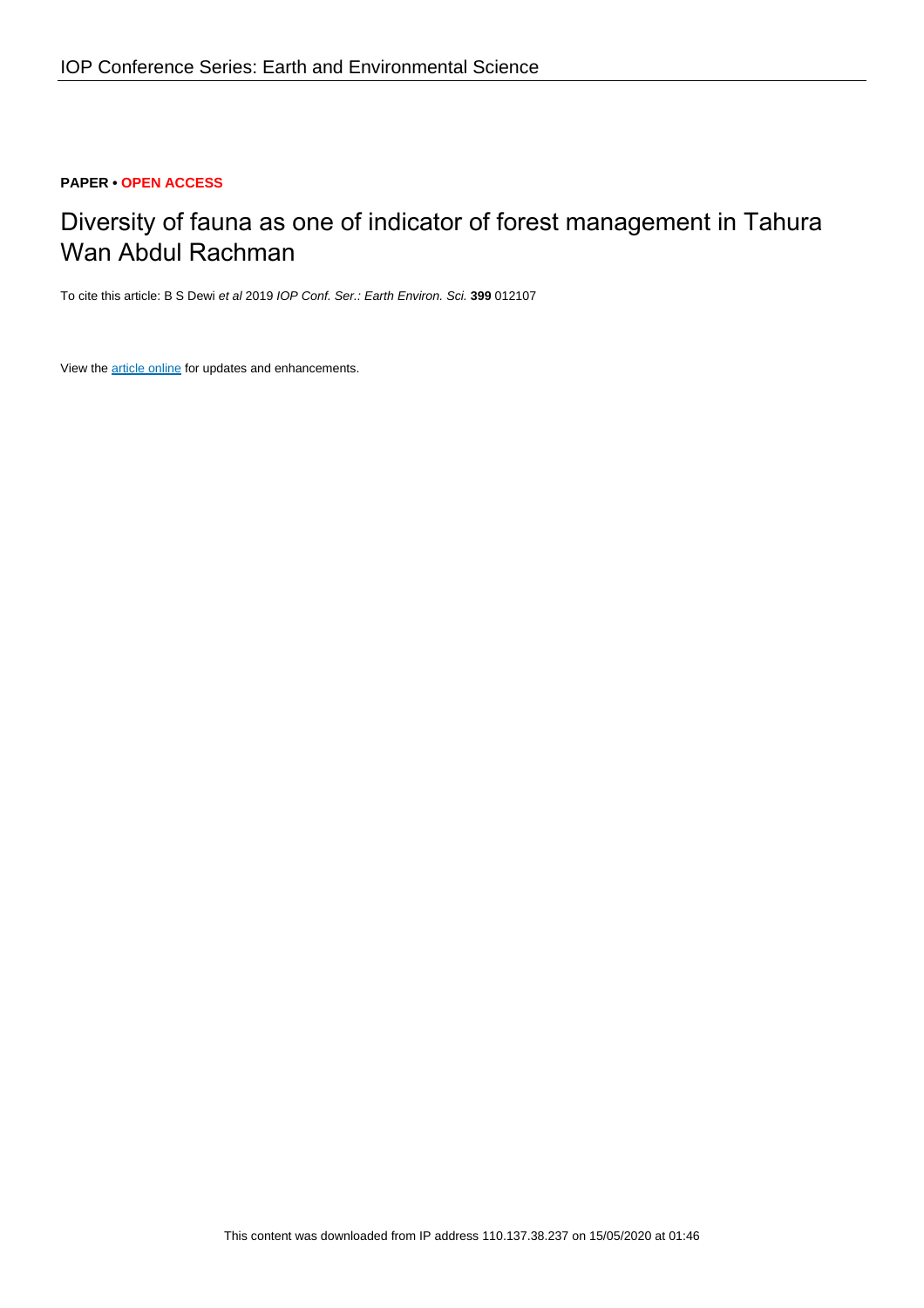**PAPER • OPEN ACCESS**

# Diversity of fauna as one of indicator of forest management in Tahura Wan Abdul Rachman

To cite this article: B S Dewi *et al* 2019 *IOP Conf. Ser.: Earth Environ. Sci.* **399** 012107

View the article online for updates and enhancements.

This content was downloaded from IP address 110.137.38.237 on 15/05/2020 at 01:46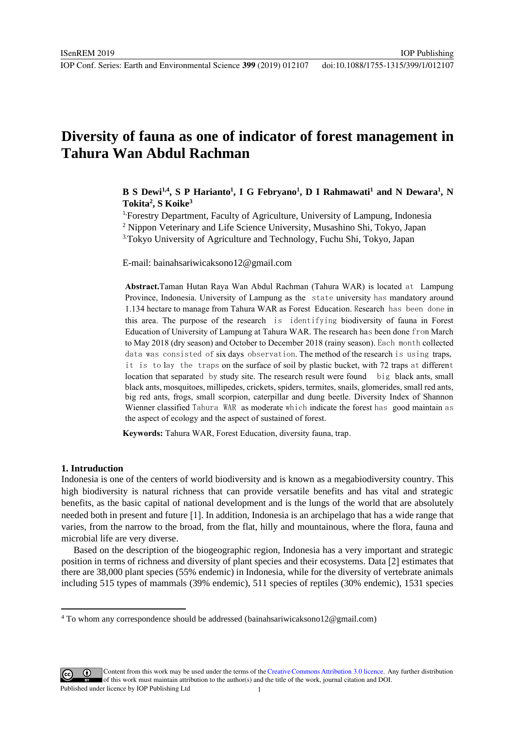# Diversity of fauna as one of indicator of forest management in Tahura Wan Abdul Rachman

**B S Dewi[1,4], S P Harianto[1], I G Febryano[1], D I Rahmawati[1] and N Dewara[1], N Tokita[2], S Koike[3]**

[1] Forestry Department, Faculty of Agriculture, University of Lampung, Indonesia
[2] Nippon Veterinary and Life Science University, Musashino Shi, Tokyo, Japan
[3] Tokyo University of Agriculture and Technology, Fuchu Shi, Tokyo, Japan

E-mail: bainahsariwicaksono12@gmail.com

**Abstract.** Taman Hutan Raya Wan Abdul Rachman (Tahura WAR) is located at Lampung Province, Indonesia. University of Lampung as the state university has mandatory around 1.134 hectare to manage from Tahura WAR as Forest Education. Research has been done in this area. The purpose of the research is identifying biodiversity of fauna in Forest Education of University of Lampung at Tahura WAR. The research has been done from March to May 2018 (dry season) and October to December 2018 (rainy season). Each month collected data was consisted of six days observation. The method of the research is using traps, it is to lay the traps on the surface of soil by plastic bucket, with 72 traps at different location that separated by study site. The research result were found big black ants, small black ants, mosquitoes, millipedes, crickets, spiders, termites, snails, glomerides, small red ants, big red ants, frogs, small scorpion, caterpillar and dung beetle. Diversity Index of Shannon Wienner classified Tahura WAR as moderate which indicate the forest has good maintain as the aspect of ecology and the aspect of sustained of forest.

**Keywords:** Tahura WAR, Forest Education, diversity fauna, trap.

## 1. Intruduction

Indonesia is one of the centers of world biodiversity and is known as a megabiodiversity country. This high biodiversity is natural richness that can provide versatile benefits and has vital and strategic benefits, as the basic capital of national development and is the lungs of the world that are absolutely needed both in present and future [1]. In addition, Indonesia is an archipelago that has a wide range that varies, from the narrow to the broad, from the flat, hilly and mountainous, where the flora, fauna and microbial life are very diverse.

Based on the description of the biogeographic region, Indonesia has a very important and strategic position in terms of richness and diversity of plant species and their ecosystems. Data [2] estimates that there are 38,000 plant species (55% endemic) in Indonesia, while for the diversity of vertebrate animals including 515 types of mammals (39% endemic), 511 species of reptiles (30% endemic), 1531 species

[4] To whom any correspondence should be addressed (bainahsariwicaksono12@gmail.com)

Content from this work may be used under the terms of the Creative Commons Attribution 3.0 licence. Any further distribution of this work must maintain attribution to the author(s) and the title of the work, journal citation and DOI.
Published under licence by IOP Publishing Ltd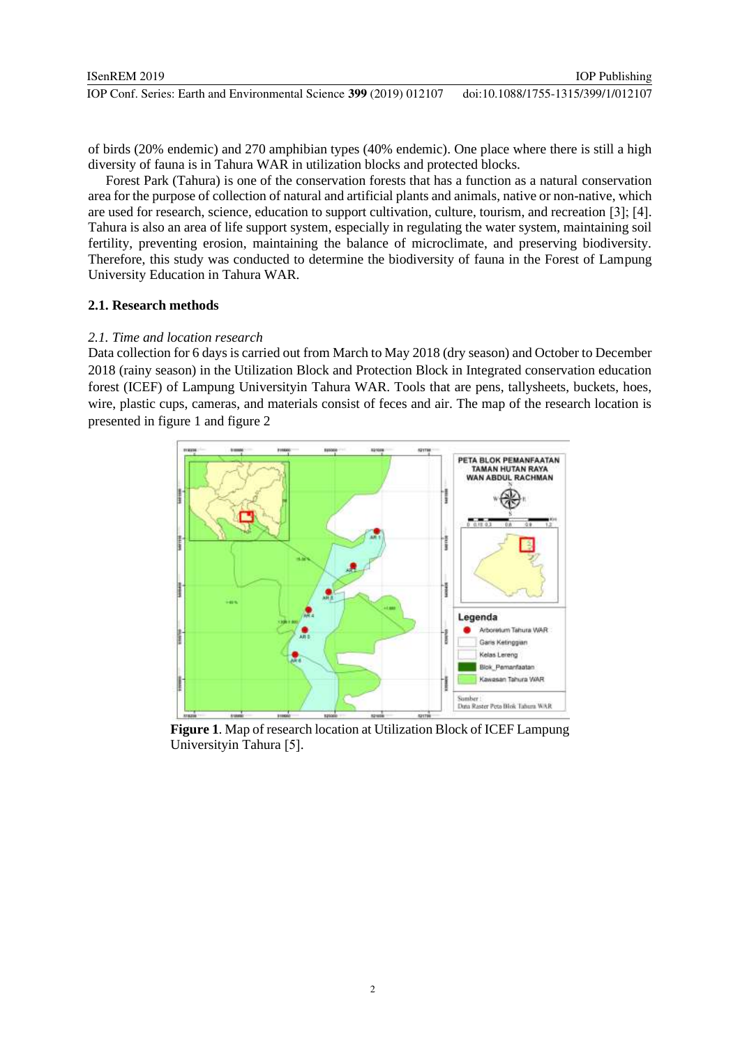of birds (20% endemic) and 270 amphibian types (40% endemic). One place where there is still a high diversity of fauna is in Tahura WAR in utilization blocks and protected blocks.

Forest Park (Tahura) is one of the conservation forests that has a function as a natural conservation area for the purpose of collection of natural and artificial plants and animals, native or non-native, which are used for research, science, education to support cultivation, culture, tourism, and recreation [3]; [4]. Tahura is also an area of life support system, especially in regulating the water system, maintaining soil fertility, preventing erosion, maintaining the balance of microclimate, and preserving biodiversity. Therefore, this study was conducted to determine the biodiversity of fauna in the Forest of Lampung University Education in Tahura WAR.

## 2.1. Research methods

### *2.1. Time and location research*

Data collection for 6 days is carried out from March to May 2018 (dry season) and October to December 2018 (rainy season) in the Utilization Block and Protection Block in Integrated conservation education forest (ICEF) of Lampung Universityin Tahura WAR. Tools that are pens, tallysheets, buckets, hoes, wire, plastic cups, cameras, and materials consist of feces and air. The map of the research location is presented in figure 1 and figure 2

**Figure 1**. Map of research location at Utilization Block of ICEF Lampung Universityin Tahura [5].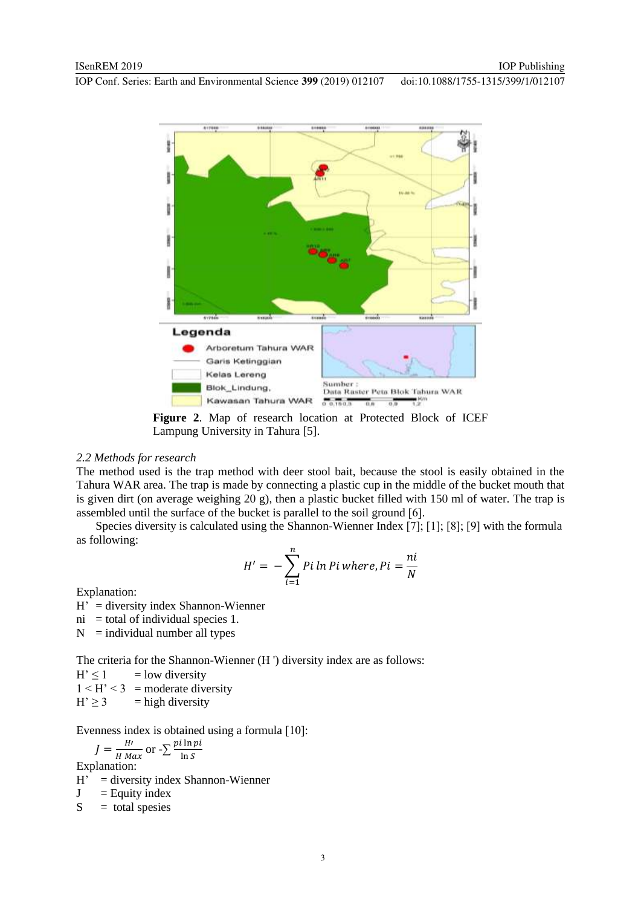**Figure 2**. Map of research location at Protected Block of ICEF Lampung University in Tahura [5].

*2.2 Methods for research*

The method used is the trap method with deer stool bait, because the stool is easily obtained in the Tahura WAR area. The trap is made by connecting a plastic cup in the middle of the bucket mouth that is given dirt (on average weighing 20 g), then a plastic bucket filled with 150 ml of water. The trap is assembled until the surface of the bucket is parallel to the soil ground [6].

Species diversity is calculated using the Shannon-Wienner Index [7]; [1]; [8]; [9] with the formula as following:

$$H' = -\sum_{i=1}^{n} Pi \ln Pi \; where, Pi = \frac{ni}{N}$$

Explanation:

H' = diversity index Shannon-Wienner
ni = total of individual species 1.
N = individual number all types

The criteria for the Shannon-Wienner (H ') diversity index are as follows:

$H' \leq 1$ = low diversity
$1 < H' < 3$ = moderate diversity
$H' \geq 3$ = high diversity

Evenness index is obtained using a formula [10]:

$$J = \frac{H'}{H\,Max} \text{ or } -\sum \frac{pi \ln pi}{\ln S}$$

Explanation:

H' = diversity index Shannon-Wienner
J = Equity index
S = total spesies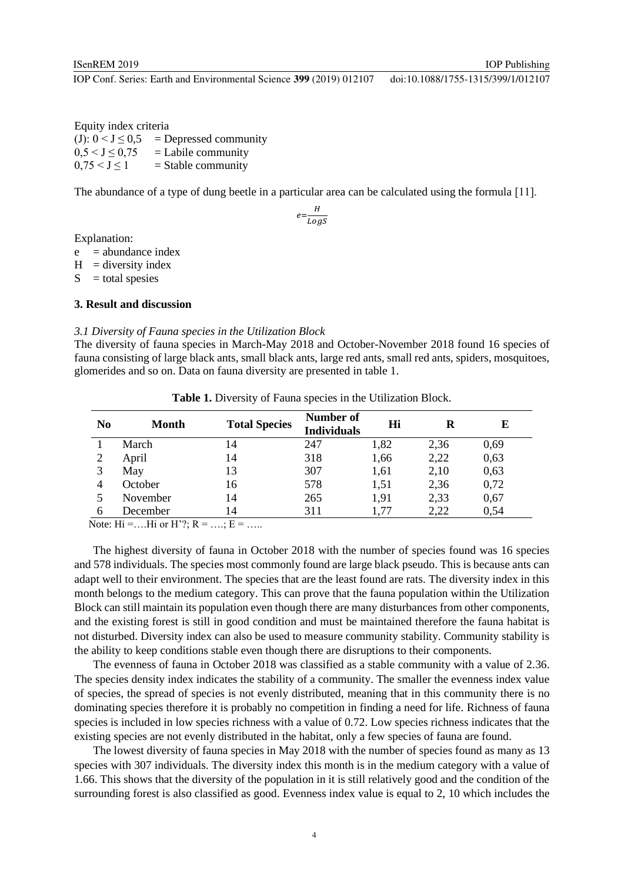Equity index criteria

(J): $0 < J \leq 0{,}5$ = Depressed community
$0{,}5 < J \leq 0{,}75$ = Labile community
$0{,}75 < J \leq 1$ = Stable community

The abundance of a type of dung beetle in a particular area can be calculated using the formula [11].

$$e = \frac{H}{LogS}$$

Explanation:

e = abundance index
H = diversity index
S = total spesies

### 3. Result and discussion

*3.1 Diversity of Fauna species in the Utilization Block*

The diversity of fauna species in March-May 2018 and October-November 2018 found 16 species of fauna consisting of large black ants, small black ants, large red ants, small red ants, spiders, mosquitoes, glomerides and so on. Data on fauna diversity are presented in table 1.

**Table 1.** Diversity of Fauna species in the Utilization Block.

| No | Month | Total Species | Number of Individuals | Hi | R | E |
|---|---|---|---|---|---|---|
| 1 | March | 14 | 247 | 1,82 | 2,36 | 0,69 |
| 2 | April | 14 | 318 | 1,66 | 2,22 | 0,63 |
| 3 | May | 13 | 307 | 1,61 | 2,10 | 0,63 |
| 4 | October | 16 | 578 | 1,51 | 2,36 | 0,72 |
| 5 | November | 14 | 265 | 1,91 | 2,33 | 0,67 |
| 6 | December | 14 | 311 | 1,77 | 2,22 | 0,54 |

Note: Hi =….Hi or H'?; R = ….; E = …..

The highest diversity of fauna in October 2018 with the number of species found was 16 species and 578 individuals. The species most commonly found are large black pseudo. This is because ants can adapt well to their environment. The species that are the least found are rats. The diversity index in this month belongs to the medium category. This can prove that the fauna population within the Utilization Block can still maintain its population even though there are many disturbances from other components, and the existing forest is still in good condition and must be maintained therefore the fauna habitat is not disturbed. Diversity index can also be used to measure community stability. Community stability is the ability to keep conditions stable even though there are disruptions to their components.

The evenness of fauna in October 2018 was classified as a stable community with a value of 2.36. The species density index indicates the stability of a community. The smaller the evenness index value of species, the spread of species is not evenly distributed, meaning that in this community there is no dominating species therefore it is probably no competition in finding a need for life. Richness of fauna species is included in low species richness with a value of 0.72. Low species richness indicates that the existing species are not evenly distributed in the habitat, only a few species of fauna are found.

The lowest diversity of fauna species in May 2018 with the number of species found as many as 13 species with 307 individuals. The diversity index this month is in the medium category with a value of 1.66. This shows that the diversity of the population in it is still relatively good and the condition of the surrounding forest is also classified as good. Evenness index value is equal to 2, 10 which includes the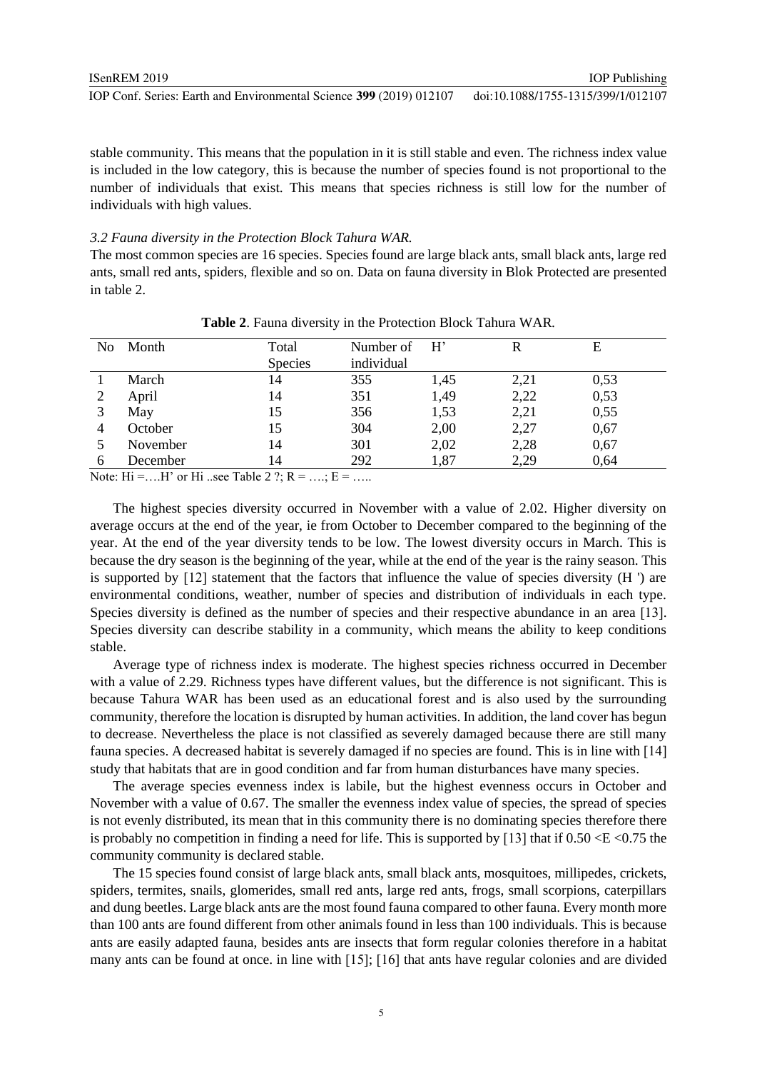stable community. This means that the population in it is still stable and even. The richness index value is included in the low category, this is because the number of species found is not proportional to the number of individuals that exist. This means that species richness is still low for the number of individuals with high values.

### *3.2 Fauna diversity in the Protection Block Tahura WAR.*

The most common species are 16 species. Species found are large black ants, small black ants, large red ants, small red ants, spiders, flexible and so on. Data on fauna diversity in Blok Protected are presented in table 2.

**Table 2**. Fauna diversity in the Protection Block Tahura WAR.

| No | Month | Total Species | Number of individual | H' | R | E |
|---|---|---|---|---|---|---|
| 1 | March | 14 | 355 | 1,45 | 2,21 | 0,53 |
| 2 | April | 14 | 351 | 1,49 | 2,22 | 0,53 |
| 3 | May | 15 | 356 | 1,53 | 2,21 | 0,55 |
| 4 | October | 15 | 304 | 2,00 | 2,27 | 0,67 |
| 5 | November | 14 | 301 | 2,02 | 2,28 | 0,67 |
| 6 | December | 14 | 292 | 1,87 | 2,29 | 0,64 |

Note: Hi =….H' or Hi ..see Table 2 ?; R = ….; E = …..

The highest species diversity occurred in November with a value of 2.02. Higher diversity on average occurs at the end of the year, ie from October to December compared to the beginning of the year. At the end of the year diversity tends to be low. The lowest diversity occurs in March. This is because the dry season is the beginning of the year, while at the end of the year is the rainy season. This is supported by [12] statement that the factors that influence the value of species diversity (H ') are environmental conditions, weather, number of species and distribution of individuals in each type. Species diversity is defined as the number of species and their respective abundance in an area [13]. Species diversity can describe stability in a community, which means the ability to keep conditions stable.

Average type of richness index is moderate. The highest species richness occurred in December with a value of 2.29. Richness types have different values, but the difference is not significant. This is because Tahura WAR has been used as an educational forest and is also used by the surrounding community, therefore the location is disrupted by human activities. In addition, the land cover has begun to decrease. Nevertheless the place is not classified as severely damaged because there are still many fauna species. A decreased habitat is severely damaged if no species are found. This is in line with [14] study that habitats that are in good condition and far from human disturbances have many species.

The average species evenness index is labile, but the highest evenness occurs in October and November with a value of 0.67. The smaller the evenness index value of species, the spread of species is not evenly distributed, its mean that in this community there is no dominating species therefore there is probably no competition in finding a need for life. This is supported by [13] that if $0.50 < E < 0.75$ the community community is declared stable.

The 15 species found consist of large black ants, small black ants, mosquitoes, millipedes, crickets, spiders, termites, snails, glomerides, small red ants, large red ants, frogs, small scorpions, caterpillars and dung beetles. Large black ants are the most found fauna compared to other fauna. Every month more than 100 ants are found different from other animals found in less than 100 individuals. This is because ants are easily adapted fauna, besides ants are insects that form regular colonies therefore in a habitat many ants can be found at once. in line with [15]; [16] that ants have regular colonies and are divided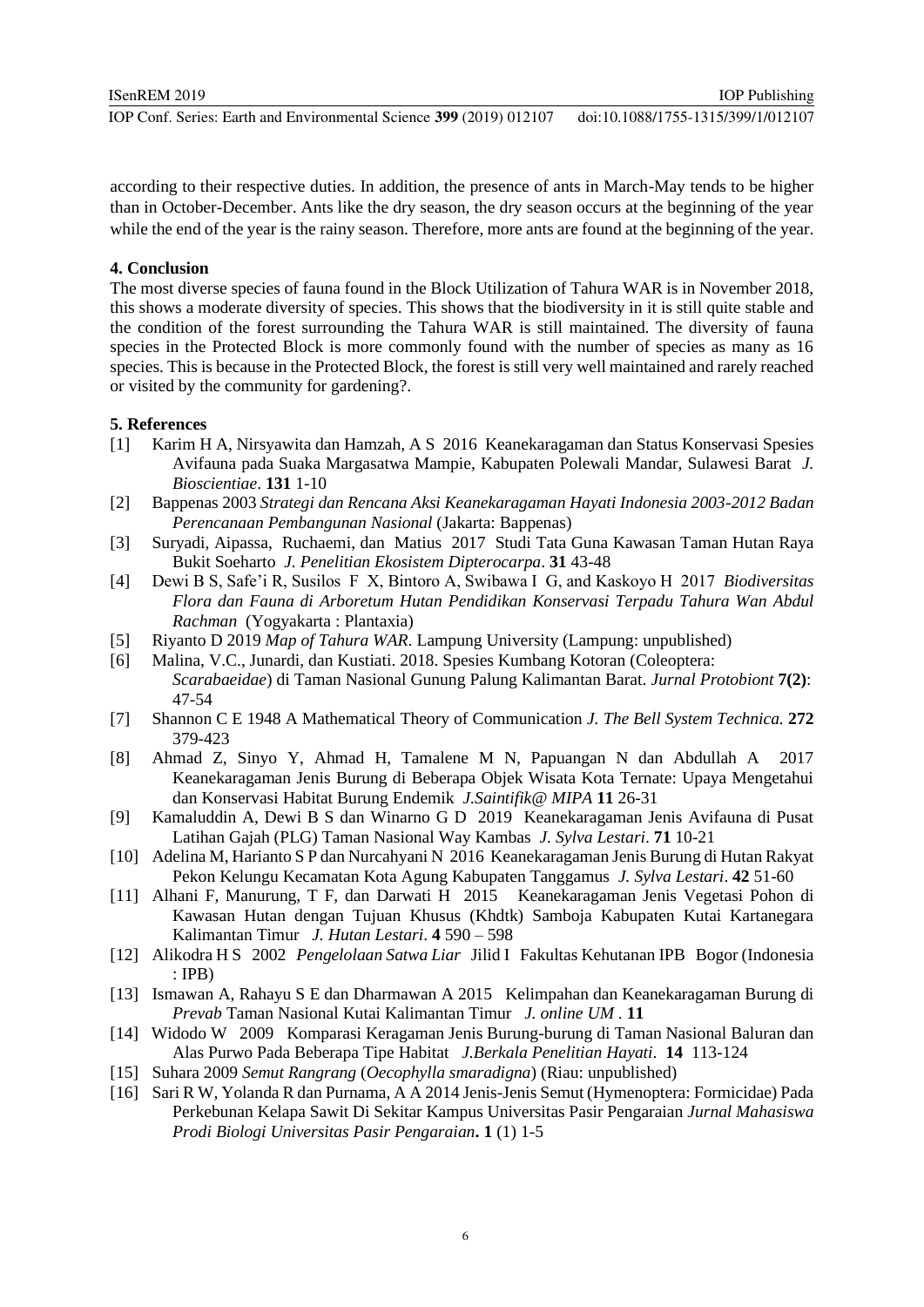according to their respective duties. In addition, the presence of ants in March-May tends to be higher than in October-December. Ants like the dry season, the dry season occurs at the beginning of the year while the end of the year is the rainy season. Therefore, more ants are found at the beginning of the year.

## 4. Conclusion

The most diverse species of fauna found in the Block Utilization of Tahura WAR is in November 2018, this shows a moderate diversity of species. This shows that the biodiversity in it is still quite stable and the condition of the forest surrounding the Tahura WAR is still maintained. The diversity of fauna species in the Protected Block is more commonly found with the number of species as many as 16 species. This is because in the Protected Block, the forest is still very well maintained and rarely reached or visited by the community for gardening?.

## 5. References

[1] Karim H A, Nirsyawita dan Hamzah, A S 2016 Keanekaragaman dan Status Konservasi Spesies Avifauna pada Suaka Margasatwa Mampie, Kabupaten Polewali Mandar, Sulawesi Barat *J. Bioscientiae*. **131** 1-10

[2] Bappenas 2003 *Strategi dan Rencana Aksi Keanekaragaman Hayati Indonesia 2003-2012 Badan Perencanaan Pembangunan Nasional* (Jakarta: Bappenas)

[3] Suryadi, Aipassa, Ruchaemi, dan Matius 2017 Studi Tata Guna Kawasan Taman Hutan Raya Bukit Soeharto *J. Penelitian Ekosistem Dipterocarpa*. **31** 43-48

[4] Dewi B S, Safe'i R, Susilos F X, Bintoro A, Swibawa I G, and Kaskoyo H 2017 *Biodiversitas Flora dan Fauna di Arboretum Hutan Pendidikan Konservasi Terpadu Tahura Wan Abdul Rachman* (Yogyakarta : Plantaxia)

[5] Riyanto D 2019 *Map of Tahura WAR*. Lampung University (Lampung: unpublished)

[6] Malina, V.C., Junardi, dan Kustiati. 2018. Spesies Kumbang Kotoran (Coleoptera: *Scarabaeidae*) di Taman Nasional Gunung Palung Kalimantan Barat. *Jurnal Protobiont* **7(2)**: 47-54

[7] Shannon C E 1948 A Mathematical Theory of Communication *J. The Bell System Technica.* **272** 379-423

[8] Ahmad Z, Sinyo Y, Ahmad H, Tamalene M N, Papuangan N dan Abdullah A 2017 Keanekaragaman Jenis Burung di Beberapa Objek Wisata Kota Ternate: Upaya Mengetahui dan Konservasi Habitat Burung Endemik *J.Saintifik@ MIPA* **11** 26-31

[9] Kamaluddin A, Dewi B S dan Winarno G D 2019 Keanekaragaman Jenis Avifauna di Pusat Latihan Gajah (PLG) Taman Nasional Way Kambas *J. Sylva Lestari*. **71** 10-21

[10] Adelina M, Harianto S P dan Nurcahyani N 2016 Keanekaragaman Jenis Burung di Hutan Rakyat Pekon Kelungu Kecamatan Kota Agung Kabupaten Tanggamus *J. Sylva Lestari*. **42** 51-60

[11] Alhani F, Manurung, T F, dan Darwati H 2015 Keanekaragaman Jenis Vegetasi Pohon di Kawasan Hutan dengan Tujuan Khusus (Khdtk) Samboja Kabupaten Kutai Kartanegara Kalimantan Timur *J. Hutan Lestari*. **4** 590 – 598

[12] Alikodra H S 2002 *Pengelolaan Satwa Liar* Jilid I Fakultas Kehutanan IPB Bogor (Indonesia : IPB)

[13] Ismawan A, Rahayu S E dan Dharmawan A 2015 Kelimpahan dan Keanekaragaman Burung di *Prevab* Taman Nasional Kutai Kalimantan Timur *J. online UM* . **11**

[14] Widodo W 2009 Komparasi Keragaman Jenis Burung-burung di Taman Nasional Baluran dan Alas Purwo Pada Beberapa Tipe Habitat *J.Berkala Penelitian Hayati*. **14** 113-124

[15] Suhara 2009 *Semut Rangrang* (*Oecophylla smaradigna*) (Riau: unpublished)

[16] Sari R W, Yolanda R dan Purnama, A A 2014 Jenis-Jenis Semut (Hymenoptera: Formicidae) Pada Perkebunan Kelapa Sawit Di Sekitar Kampus Universitas Pasir Pengaraian *Jurnal Mahasiswa Prodi Biologi Universitas Pasir Pengaraian***. 1** (1) 1-5